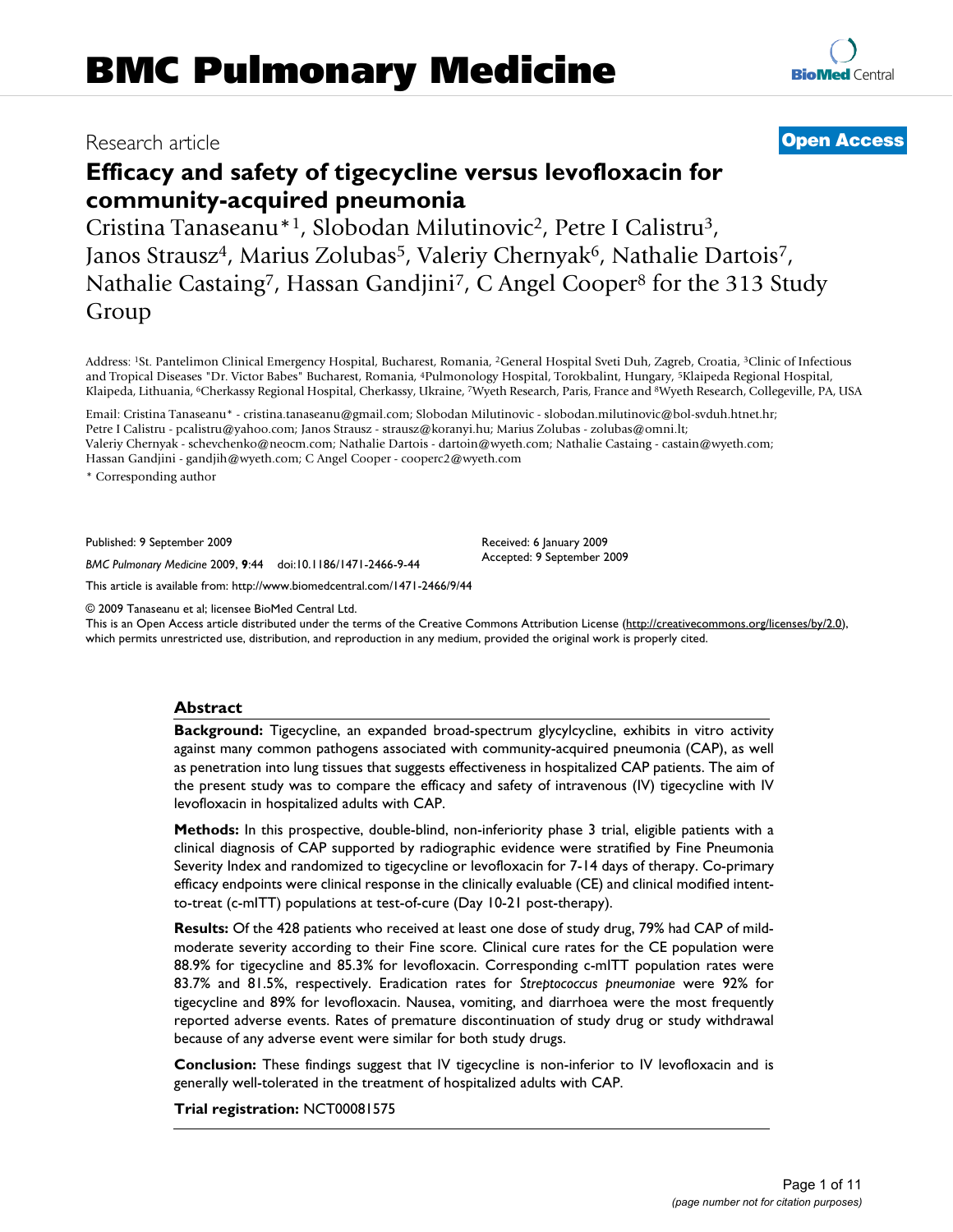# BMC Pulmonary Medicine

Research article

**Open Access**

## Efficacy and safety of tigecycline versus levofloxacin for community-acquired pneumonia

Cristina Tanaseanu*[1], Slobodan Milutinovic[2], Petre I Calistru[3], Janos Strausz[4], Marius Zolubas[5], Valeriy Chernyak[6], Nathalie Dartois[7], Nathalie Castaing[7], Hassan Gandjini[7], C Angel Cooper[8] for the 313 Study Group

Address: [1]St. Pantelimon Clinical Emergency Hospital, Bucharest, Romania, [2]General Hospital Sveti Duh, Zagreb, Croatia, [3]Clinic of Infectious and Tropical Diseases "Dr. Victor Babes" Bucharest, Romania, [4]Pulmonology Hospital, Torokbalint, Hungary, [5]Klaipeda Regional Hospital, Klaipeda, Lithuania, [6]Cherkassy Regional Hospital, Cherkassy, Ukraine, [7]Wyeth Research, Paris, France and [8]Wyeth Research, Collegeville, PA, USA

Email: Cristina Tanaseanu* - cristina.tanaseanu@gmail.com; Slobodan Milutinovic - slobodan.milutinovic@bol-svduh.htnet.hr; Petre I Calistru - pcalistru@yahoo.com; Janos Strausz - strausz@koranyi.hu; Marius Zolubas - zolubas@omni.lt; Valeriy Chernyak - schevchenko@neocm.com; Nathalie Dartois - dartoin@wyeth.com; Nathalie Castaing - castain@wyeth.com; Hassan Gandjini - gandjih@wyeth.com; C Angel Cooper - cooperc2@wyeth.com

\* Corresponding author

Published: 9 September 2009

*BMC Pulmonary Medicine* 2009, **9**:44 doi:10.1186/1471-2466-9-44

Received: 6 January 2009
Accepted: 9 September 2009

This article is available from: http://www.biomedcentral.com/1471-2466/9/44

© 2009 Tanaseanu et al; licensee BioMed Central Ltd.
This is an Open Access article distributed under the terms of the Creative Commons Attribution License (http://creativecommons.org/licenses/by/2.0), which permits unrestricted use, distribution, and reproduction in any medium, provided the original work is properly cited.

### Abstract

**Background:** Tigecycline, an expanded broad-spectrum glycylcycline, exhibits in vitro activity against many common pathogens associated with community-acquired pneumonia (CAP), as well as penetration into lung tissues that suggests effectiveness in hospitalized CAP patients. The aim of the present study was to compare the efficacy and safety of intravenous (IV) tigecycline with IV levofloxacin in hospitalized adults with CAP.

**Methods:** In this prospective, double-blind, non-inferiority phase 3 trial, eligible patients with a clinical diagnosis of CAP supported by radiographic evidence were stratified by Fine Pneumonia Severity Index and randomized to tigecycline or levofloxacin for 7-14 days of therapy. Co-primary efficacy endpoints were clinical response in the clinically evaluable (CE) and clinical modified intent-to-treat (c-mITT) populations at test-of-cure (Day 10-21 post-therapy).

**Results:** Of the 428 patients who received at least one dose of study drug, 79% had CAP of mild-moderate severity according to their Fine score. Clinical cure rates for the CE population were 88.9% for tigecycline and 85.3% for levofloxacin. Corresponding c-mITT population rates were 83.7% and 81.5%, respectively. Eradication rates for *Streptococcus pneumoniae* were 92% for tigecycline and 89% for levofloxacin. Nausea, vomiting, and diarrhoea were the most frequently reported adverse events. Rates of premature discontinuation of study drug or study withdrawal because of any adverse event were similar for both study drugs.

**Conclusion:** These findings suggest that IV tigecycline is non-inferior to IV levofloxacin and is generally well-tolerated in the treatment of hospitalized adults with CAP.

**Trial registration:** NCT00081575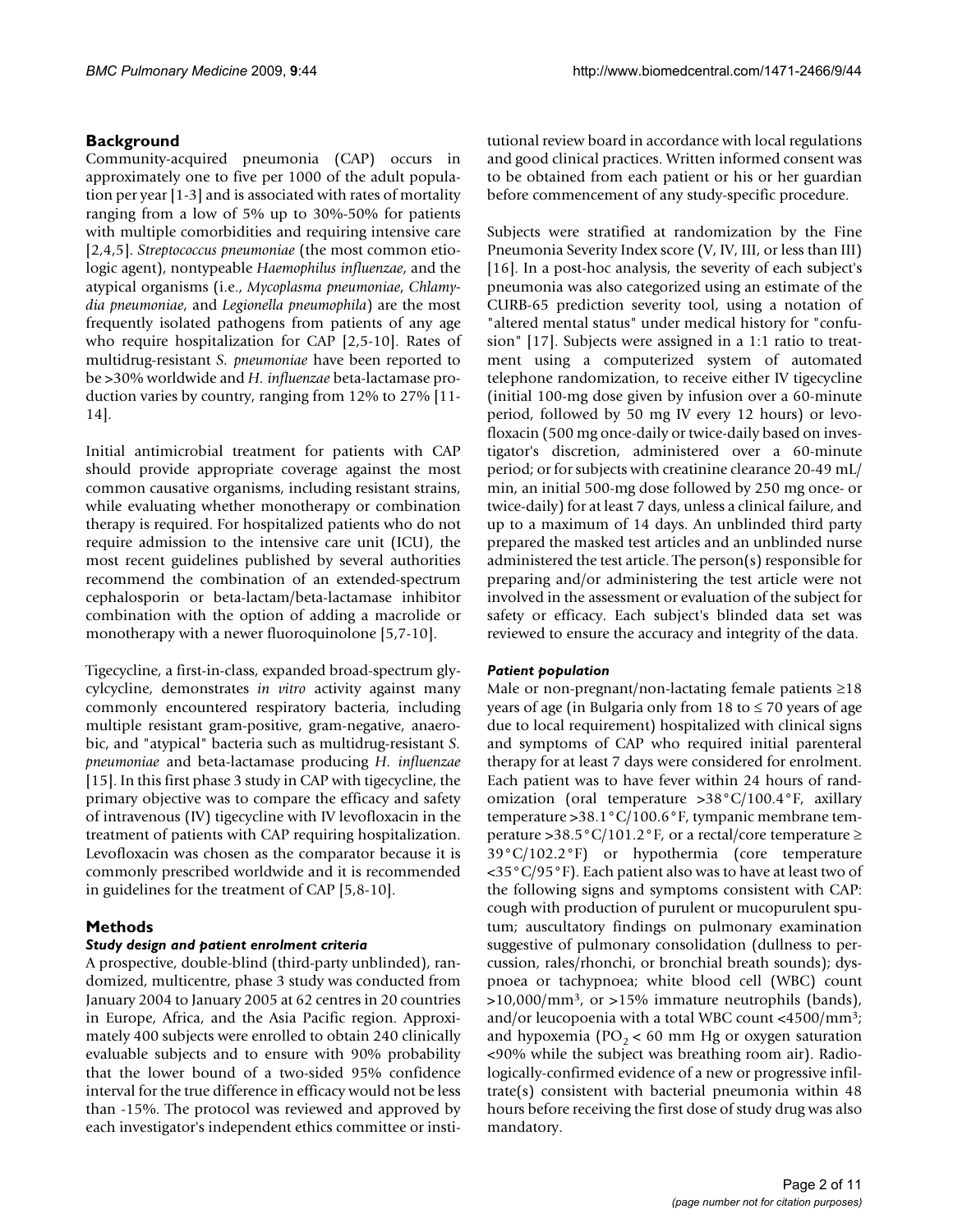## Background

Community-acquired pneumonia (CAP) occurs in approximately one to five per 1000 of the adult population per year [1-3] and is associated with rates of mortality ranging from a low of 5% up to 30%-50% for patients with multiple comorbidities and requiring intensive care [2,4,5]. *Streptococcus pneumoniae* (the most common etiologic agent), nontypeable *Haemophilus influenzae*, and the atypical organisms (i.e., *Mycoplasma pneumoniae*, *Chlamydia pneumoniae*, and *Legionella pneumophila*) are the most frequently isolated pathogens from patients of any age who require hospitalization for CAP [2,5-10]. Rates of multidrug-resistant *S. pneumoniae* have been reported to be >30% worldwide and *H. influenzae* beta-lactamase production varies by country, ranging from 12% to 27% [11-14].

Initial antimicrobial treatment for patients with CAP should provide appropriate coverage against the most common causative organisms, including resistant strains, while evaluating whether monotherapy or combination therapy is required. For hospitalized patients who do not require admission to the intensive care unit (ICU), the most recent guidelines published by several authorities recommend the combination of an extended-spectrum cephalosporin or beta-lactam/beta-lactamase inhibitor combination with the option of adding a macrolide or monotherapy with a newer fluoroquinolone [5,7-10].

Tigecycline, a first-in-class, expanded broad-spectrum glycylcycline, demonstrates *in vitro* activity against many commonly encountered respiratory bacteria, including multiple resistant gram-positive, gram-negative, anaerobic, and "atypical" bacteria such as multidrug-resistant *S. pneumoniae* and beta-lactamase producing *H. influenzae* [15]. In this first phase 3 study in CAP with tigecycline, the primary objective was to compare the efficacy and safety of intravenous (IV) tigecycline with IV levofloxacin in the treatment of patients with CAP requiring hospitalization. Levofloxacin was chosen as the comparator because it is commonly prescribed worldwide and it is recommended in guidelines for the treatment of CAP [5,8-10].

## Methods

### *Study design and patient enrolment criteria*

A prospective, double-blind (third-party unblinded), randomized, multicentre, phase 3 study was conducted from January 2004 to January 2005 at 62 centres in 20 countries in Europe, Africa, and the Asia Pacific region. Approximately 400 subjects were enrolled to obtain 240 clinically evaluable subjects and to ensure with 90% probability that the lower bound of a two-sided 95% confidence interval for the true difference in efficacy would not be less than -15%. The protocol was reviewed and approved by each investigator's independent ethics committee or institutional review board in accordance with local regulations and good clinical practices. Written informed consent was to be obtained from each patient or his or her guardian before commencement of any study-specific procedure.

Subjects were stratified at randomization by the Fine Pneumonia Severity Index score (V, IV, III, or less than III) [16]. In a post-hoc analysis, the severity of each subject's pneumonia was also categorized using an estimate of the CURB-65 prediction severity tool, using a notation of "altered mental status" under medical history for "confusion" [17]. Subjects were assigned in a 1:1 ratio to treatment using a computerized system of automated telephone randomization, to receive either IV tigecycline (initial 100-mg dose given by infusion over a 60-minute period, followed by 50 mg IV every 12 hours) or levofloxacin (500 mg once-daily or twice-daily based on investigator's discretion, administered over a 60-minute period; or for subjects with creatinine clearance 20-49 mL/min, an initial 500-mg dose followed by 250 mg once- or twice-daily) for at least 7 days, unless a clinical failure, and up to a maximum of 14 days. An unblinded third party prepared the masked test articles and an unblinded nurse administered the test article. The person(s) responsible for preparing and/or administering the test article were not involved in the assessment or evaluation of the subject for safety or efficacy. Each subject's blinded data set was reviewed to ensure the accuracy and integrity of the data.

### *Patient population*

Male or non-pregnant/non-lactating female patients ≥18 years of age (in Bulgaria only from 18 to ≤ 70 years of age due to local requirement) hospitalized with clinical signs and symptoms of CAP who required initial parenteral therapy for at least 7 days were considered for enrolment. Each patient was to have fever within 24 hours of randomization (oral temperature >38°C/100.4°F, axillary temperature >38.1°C/100.6°F, tympanic membrane temperature >38.5°C/101.2°F, or a rectal/core temperature ≥ 39°C/102.2°F) or hypothermia (core temperature <35°C/95°F). Each patient also was to have at least two of the following signs and symptoms consistent with CAP: cough with production of purulent or mucopurulent sputum; auscultatory findings on pulmonary examination suggestive of pulmonary consolidation (dullness to percussion, rales/rhonchi, or bronchial breath sounds); dyspnoea or tachypnoea; white blood cell (WBC) count >10,000/mm$^3$, or >15% immature neutrophils (bands), and/or leucopoenia with a total WBC count <4500/mm$^3$; and hypoxemia ($PO_2$ < 60 mm Hg or oxygen saturation <90% while the subject was breathing room air). Radiologically-confirmed evidence of a new or progressive infiltrate(s) consistent with bacterial pneumonia within 48 hours before receiving the first dose of study drug was also mandatory.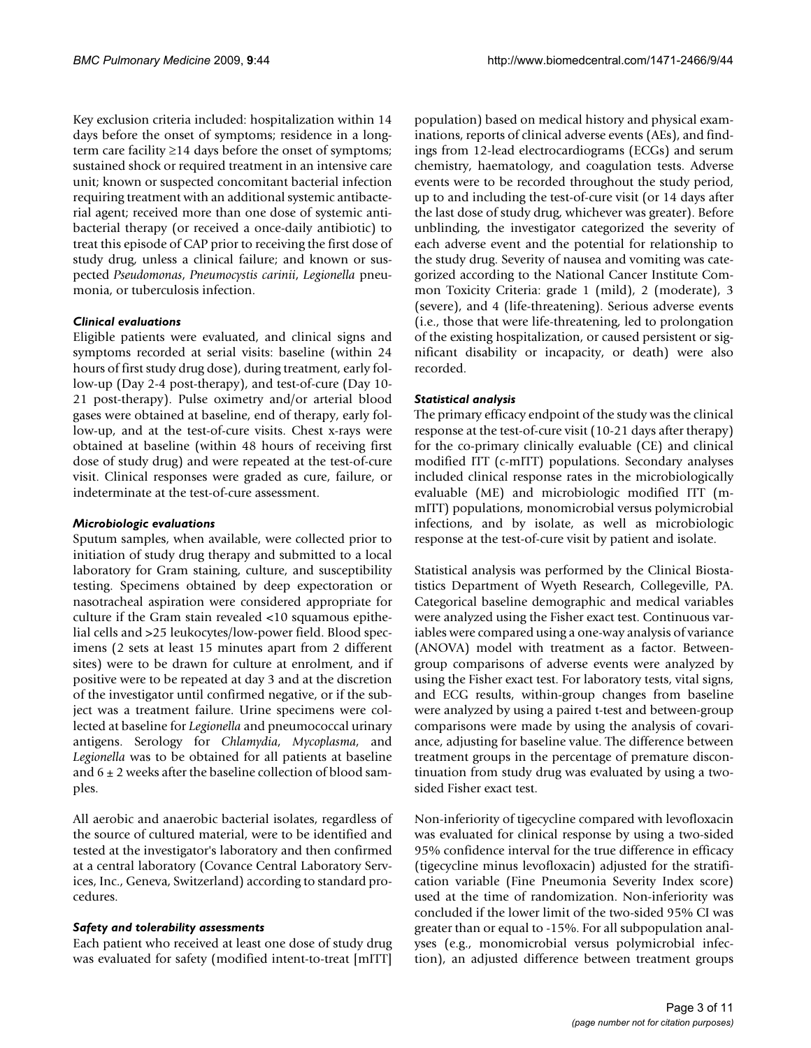Key exclusion criteria included: hospitalization within 14 days before the onset of symptoms; residence in a long-term care facility ≥14 days before the onset of symptoms; sustained shock or required treatment in an intensive care unit; known or suspected concomitant bacterial infection requiring treatment with an additional systemic antibacterial agent; received more than one dose of systemic antibacterial therapy (or received a once-daily antibiotic) to treat this episode of CAP prior to receiving the first dose of study drug, unless a clinical failure; and known or suspected *Pseudomonas*, *Pneumocystis carinii*, *Legionella* pneumonia, or tuberculosis infection.

### *Clinical evaluations*

Eligible patients were evaluated, and clinical signs and symptoms recorded at serial visits: baseline (within 24 hours of first study drug dose), during treatment, early follow-up (Day 2-4 post-therapy), and test-of-cure (Day 10-21 post-therapy). Pulse oximetry and/or arterial blood gases were obtained at baseline, end of therapy, early follow-up, and at the test-of-cure visits. Chest x-rays were obtained at baseline (within 48 hours of receiving first dose of study drug) and were repeated at the test-of-cure visit. Clinical responses were graded as cure, failure, or indeterminate at the test-of-cure assessment.

### *Microbiologic evaluations*

Sputum samples, when available, were collected prior to initiation of study drug therapy and submitted to a local laboratory for Gram staining, culture, and susceptibility testing. Specimens obtained by deep expectoration or nasotracheal aspiration were considered appropriate for culture if the Gram stain revealed <10 squamous epithelial cells and >25 leukocytes/low-power field. Blood specimens (2 sets at least 15 minutes apart from 2 different sites) were to be drawn for culture at enrolment, and if positive were to be repeated at day 3 and at the discretion of the investigator until confirmed negative, or if the subject was a treatment failure. Urine specimens were collected at baseline for *Legionella* and pneumococcal urinary antigens. Serology for *Chlamydia*, *Mycoplasma*, and *Legionella* was to be obtained for all patients at baseline and 6 ± 2 weeks after the baseline collection of blood samples.

All aerobic and anaerobic bacterial isolates, regardless of the source of cultured material, were to be identified and tested at the investigator's laboratory and then confirmed at a central laboratory (Covance Central Laboratory Services, Inc., Geneva, Switzerland) according to standard procedures.

### *Safety and tolerability assessments*

Each patient who received at least one dose of study drug was evaluated for safety (modified intent-to-treat [mITT] population) based on medical history and physical examinations, reports of clinical adverse events (AEs), and findings from 12-lead electrocardiograms (ECGs) and serum chemistry, haematology, and coagulation tests. Adverse events were to be recorded throughout the study period, up to and including the test-of-cure visit (or 14 days after the last dose of study drug, whichever was greater). Before unblinding, the investigator categorized the severity of each adverse event and the potential for relationship to the study drug. Severity of nausea and vomiting was categorized according to the National Cancer Institute Common Toxicity Criteria: grade 1 (mild), 2 (moderate), 3 (severe), and 4 (life-threatening). Serious adverse events (i.e., those that were life-threatening, led to prolongation of the existing hospitalization, or caused persistent or significant disability or incapacity, or death) were also recorded.

### *Statistical analysis*

The primary efficacy endpoint of the study was the clinical response at the test-of-cure visit (10-21 days after therapy) for the co-primary clinically evaluable (CE) and clinical modified ITT (c-mITT) populations. Secondary analyses included clinical response rates in the microbiologically evaluable (ME) and microbiologic modified ITT (m-mITT) populations, monomicrobial versus polymicrobial infections, and by isolate, as well as microbiologic response at the test-of-cure visit by patient and isolate.

Statistical analysis was performed by the Clinical Biostatistics Department of Wyeth Research, Collegeville, PA. Categorical baseline demographic and medical variables were analyzed using the Fisher exact test. Continuous variables were compared using a one-way analysis of variance (ANOVA) model with treatment as a factor. Between-group comparisons of adverse events were analyzed by using the Fisher exact test. For laboratory tests, vital signs, and ECG results, within-group changes from baseline were analyzed by using a paired t-test and between-group comparisons were made by using the analysis of covariance, adjusting for baseline value. The difference between treatment groups in the percentage of premature discontinuation from study drug was evaluated by using a two-sided Fisher exact test.

Non-inferiority of tigecycline compared with levofloxacin was evaluated for clinical response by using a two-sided 95% confidence interval for the true difference in efficacy (tigecycline minus levofloxacin) adjusted for the stratification variable (Fine Pneumonia Severity Index score) used at the time of randomization. Non-inferiority was concluded if the lower limit of the two-sided 95% CI was greater than or equal to -15%. For all subpopulation analyses (e.g., monomicrobial versus polymicrobial infection), an adjusted difference between treatment groups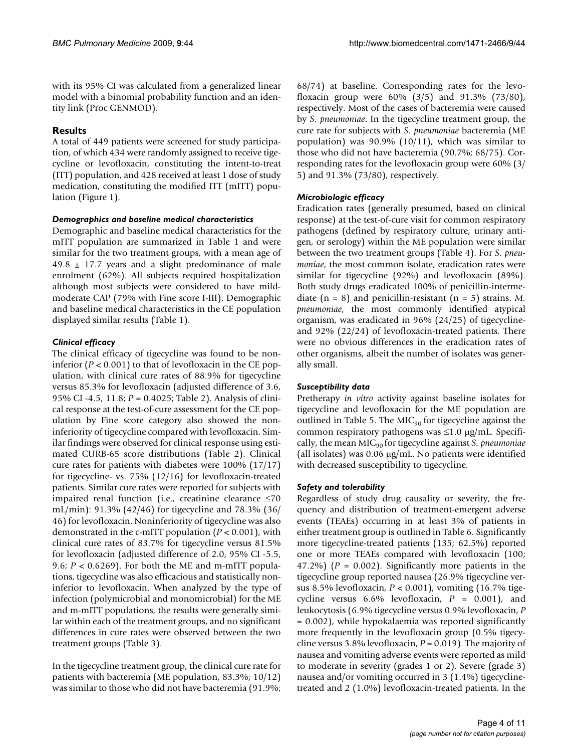with its 95% CI was calculated from a generalized linear model with a binomial probability function and an identity link (Proc GENMOD).

## Results

A total of 449 patients were screened for study participation, of which 434 were randomly assigned to receive tigecycline or levofloxacin, constituting the intent-to-treat (ITT) population, and 428 received at least 1 dose of study medication, constituting the modified ITT (mITT) population (Figure 1).

### *Demographics and baseline medical characteristics*

Demographic and baseline medical characteristics for the mITT population are summarized in Table 1 and were similar for the two treatment groups, with a mean age of 49.8 ± 17.7 years and a slight predominance of male enrolment (62%). All subjects required hospitalization although most subjects were considered to have mild-moderate CAP (79% with Fine score I-III). Demographic and baseline medical characteristics in the CE population displayed similar results (Table 1).

### *Clinical efficacy*

The clinical efficacy of tigecycline was found to be noninferior ($P < 0.001$) to that of levofloxacin in the CE population, with clinical cure rates of 88.9% for tigecycline versus 85.3% for levofloxacin (adjusted difference of 3.6, 95% CI -4.5, 11.8; $P = 0.4025$; Table 2). Analysis of clinical response at the test-of-cure assessment for the CE population by Fine score category also showed the noninferiority of tigecycline compared with levofloxacin. Similar findings were observed for clinical response using estimated CURB-65 score distributions (Table 2). Clinical cure rates for patients with diabetes were 100% (17/17) for tigecycline- vs. 75% (12/16) for levofloxacin-treated patients. Similar cure rates were reported for subjects with impaired renal function (i.e., creatinine clearance ≤70 mL/min): 91.3% (42/46) for tigecycline and 78.3% (36/46) for levofloxacin. Noninferiority of tigecycline was also demonstrated in the c-mITT population ($P < 0.001$), with clinical cure rates of 83.7% for tigecycline versus 81.5% for levofloxacin (adjusted difference of 2.0, 95% CI -5.5, 9.6; $P < 0.6269$). For both the ME and m-mITT populations, tigecycline was also efficacious and statistically noninferior to levofloxacin. When analyzed by the type of infection (polymicrobial and monomicrobial) for the ME and m-mITT populations, the results were generally similar within each of the treatment groups, and no significant differences in cure rates were observed between the two treatment groups (Table 3).

In the tigecycline treatment group, the clinical cure rate for patients with bacteremia (ME population, 83.3%; 10/12) was similar to those who did not have bacteremia (91.9%; 68/74) at baseline. Corresponding rates for the levofloxacin group were 60% (3/5) and 91.3% (73/80), respectively. Most of the cases of bacteremia were caused by *S. pneumoniae*. In the tigecycline treatment group, the cure rate for subjects with *S. pneumoniae* bacteremia (ME population) was 90.9% (10/11), which was similar to those who did not have bacteremia (90.7%; 68/75). Corresponding rates for the levofloxacin group were 60% (3/5) and 91.3% (73/80), respectively.

### *Microbiologic efficacy*

Eradication rates (generally presumed, based on clinical response) at the test-of-cure visit for common respiratory pathogens (defined by respiratory culture, urinary antigen, or serology) within the ME population were similar between the two treatment groups (Table 4). For *S. pneumoniae*, the most common isolate, eradication rates were similar for tigecycline (92%) and levofloxacin (89%). Both study drugs eradicated 100% of penicillin-intermediate (n = 8) and penicillin-resistant (n = 5) strains. *M. pneumoniae*, the most commonly identified atypical organism, was eradicated in 96% (24/25) of tigecycline- and 92% (22/24) of levofloxacin-treated patients. There were no obvious differences in the eradication rates of other organisms, albeit the number of isolates was generally small.

### *Susceptibility data*

Pretherapy *in vitro* activity against baseline isolates for tigecycline and levofloxacin for the ME population are outlined in Table 5. The $MIC_{90}$ for tigecycline against the common respiratory pathogens was ≤1.0 μg/mL. Specifically, the mean $MIC_{90}$ for tigecycline against *S. pneumoniae* (all isolates) was 0.06 μg/mL. No patients were identified with decreased susceptibility to tigecycline.

### *Safety and tolerability*

Regardless of study drug causality or severity, the frequency and distribution of treatment-emergent adverse events (TEAEs) occurring in at least 3% of patients in either treatment group is outlined in Table 6. Significantly more tigecycline-treated patients (135; 62.5%) reported one or more TEAEs compared with levofloxacin (100; 47.2%) ($P = 0.002$). Significantly more patients in the tigecycline group reported nausea (26.9% tigecycline versus 8.5% levofloxacin, $P < 0.001$), vomiting (16.7% tigecycline versus 6.6% levofloxacin, $P = 0.001$), and leukocytosis (6.9% tigecycline versus 0.9% levofloxacin, $P = 0.002$), while hypokalaemia was reported significantly more frequently in the levofloxacin group (0.5% tigecycline versus 3.8% levofloxacin, $P = 0.019$). The majority of nausea and vomiting adverse events were reported as mild to moderate in severity (grades 1 or 2). Severe (grade 3) nausea and/or vomiting occurred in 3 (1.4%) tigecycline-treated and 2 (1.0%) levofloxacin-treated patients. In the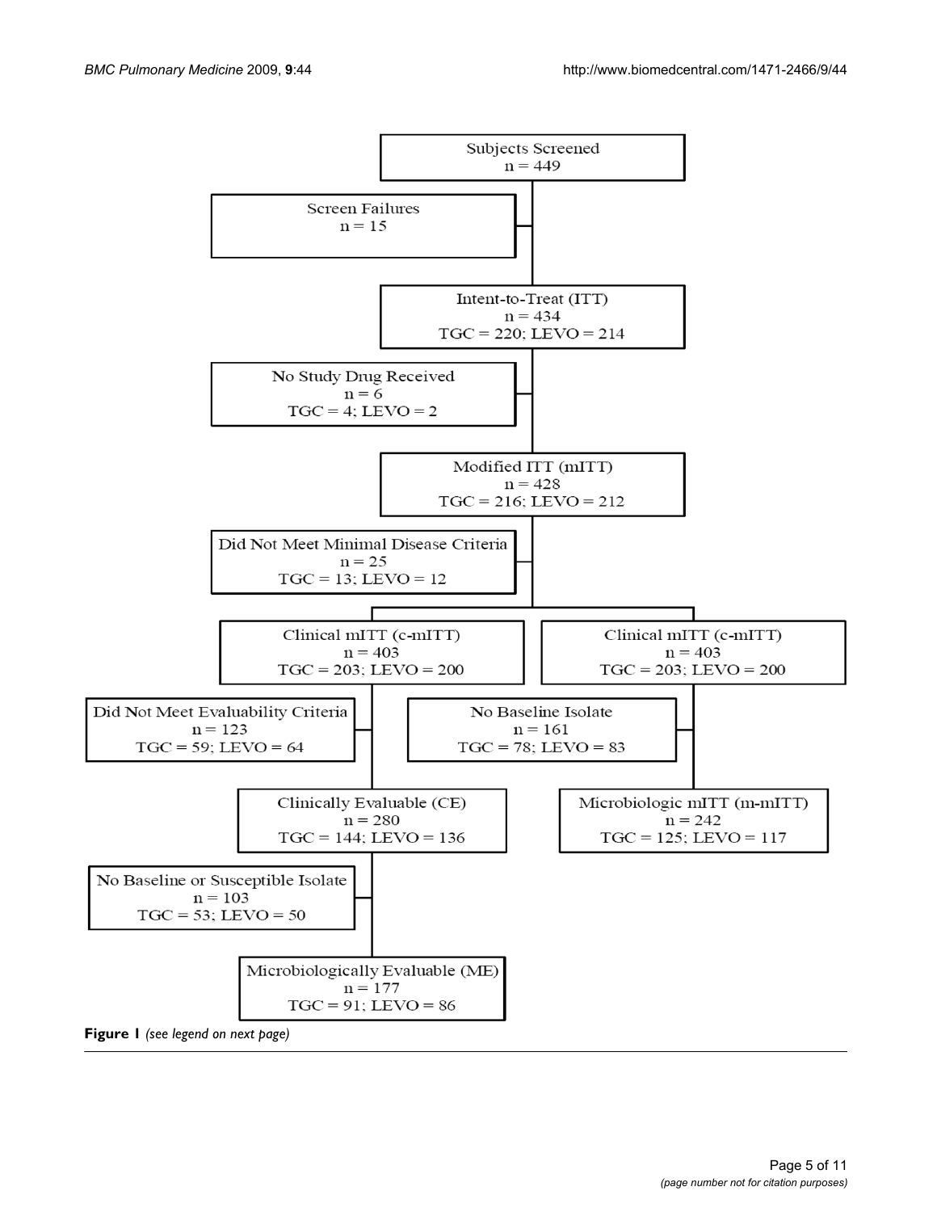Subjects Screened
n = 449

Screen Failures
n = 15

Intent-to-Treat (ITT)
n = 434
TGC = 220; LEVO = 214

No Study Drug Received
n = 6
TGC = 4; LEVO = 2

Modified ITT (mITT)
n = 428
TGC = 216; LEVO = 212

Did Not Meet Minimal Disease Criteria
n = 25
TGC = 13; LEVO = 12

Clinical mITT (c-mITT)
n = 403
TGC = 203; LEVO = 200

Clinical mITT (c-mITT)
n = 403
TGC = 203; LEVO = 200

Did Not Meet Evaluability Criteria
n = 123
TGC = 59; LEVO = 64

No Baseline Isolate
n = 161
TGC = 78; LEVO = 83

Clinically Evaluable (CE)
n = 280
TGC = 144; LEVO = 136

Microbiologic mITT (m-mITT)
n = 242
TGC = 125; LEVO = 117

No Baseline or Susceptible Isolate
n = 103
TGC = 53; LEVO = 50

Microbiologically Evaluable (ME)
n = 177
TGC = 91; LEVO = 86

**Figure 1** *(see legend on next page)*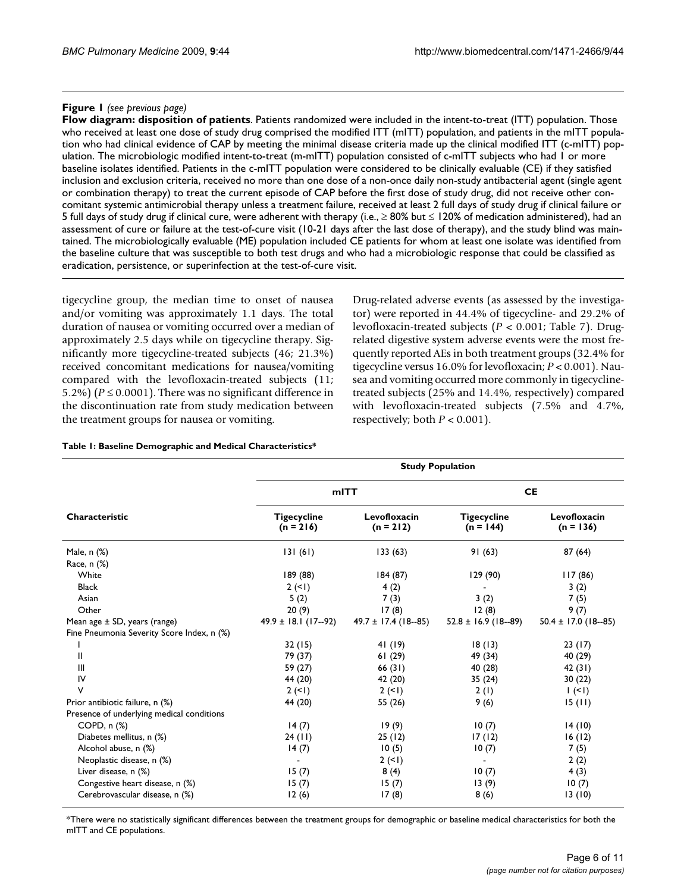**Figure 1** *(see previous page)*
**Flow diagram: disposition of patients**. Patients randomized were included in the intent-to-treat (ITT) population. Those who received at least one dose of study drug comprised the modified ITT (mITT) population, and patients in the mITT population who had clinical evidence of CAP by meeting the minimal disease criteria made up the clinical modified ITT (c-mITT) population. The microbiologic modified intent-to-treat (m-mITT) population consisted of c-mITT subjects who had 1 or more baseline isolates identified. Patients in the c-mITT population were considered to be clinically evaluable (CE) if they satisfied inclusion and exclusion criteria, received no more than one dose of a non-once daily non-study antibacterial agent (single agent or combination therapy) to treat the current episode of CAP before the first dose of study drug, did not receive other concomitant systemic antimicrobial therapy unless a treatment failure, received at least 2 full days of study drug if clinical failure or 5 full days of study drug if clinical cure, were adherent with therapy (i.e., ≥ 80% but ≤ 120% of medication administered), had an assessment of cure or failure at the test-of-cure visit (10-21 days after the last dose of therapy), and the study blind was maintained. The microbiologically evaluable (ME) population included CE patients for whom at least one isolate was identified from the baseline culture that was susceptible to both test drugs and who had a microbiologic response that could be classified as eradication, persistence, or superinfection at the test-of-cure visit.

tigecycline group, the median time to onset of nausea and/or vomiting was approximately 1.1 days. The total duration of nausea or vomiting occurred over a median of approximately 2.5 days while on tigecycline therapy. Significantly more tigecycline-treated subjects (46; 21.3%) received concomitant medications for nausea/vomiting compared with the levofloxacin-treated subjects (11; 5.2%) ($P \leq 0.0001$). There was no significant difference in the discontinuation rate from study medication between the treatment groups for nausea or vomiting.

Drug-related adverse events (as assessed by the investigator) were reported in 44.4% of tigecycline- and 29.2% of levofloxacin-treated subjects ($P < 0.001$; Table 7). Drug-related digestive system adverse events were the most frequently reported AEs in both treatment groups (32.4% for tigecycline versus 16.0% for levofloxacin; $P < 0.001$). Nausea and vomiting occurred more commonly in tigecycline-treated subjects (25% and 14.4%, respectively) compared with levofloxacin-treated subjects (7.5% and 4.7%, respectively; both $P < 0.001$).

**Table 1: Baseline Demographic and Medical Characteristics***

| | Study Population | | | |
|---|---|---|---|---|
| | mITT | | CE | |
| Characteristic | Tigecycline (n = 216) | Levofloxacin (n = 212) | Tigecycline (n = 144) | Levofloxacin (n = 136) |
| Male, n (%) | 131 (61) | 133 (63) | 91 (63) | 87 (64) |
| Race, n (%) | | | | |
| White | 189 (88) | 184 (87) | 129 (90) | 117 (86) |
| Black | 2 (<1) | 4 (2) | - | 3 (2) |
| Asian | 5 (2) | 7 (3) | 3 (2) | 7 (5) |
| Other | 20 (9) | 17 (8) | 12 (8) | 9 (7) |
| Mean age ± SD, years (range) | 49.9 ± 18.1 (17--92) | 49.7 ± 17.4 (18--85) | 52.8 ± 16.9 (18--89) | 50.4 ± 17.0 (18--85) |
| Fine Pneumonia Severity Score Index, n (%) | | | | |
| I | 32 (15) | 41 (19) | 18 (13) | 23 (17) |
| II | 79 (37) | 61 (29) | 49 (34) | 40 (29) |
| III | 59 (27) | 66 (31) | 40 (28) | 42 (31) |
| IV | 44 (20) | 42 (20) | 35 (24) | 30 (22) |
| V | 2 (<1) | 2 (<1) | 2 (1) | 1 (<1) |
| Prior antibiotic failure, n (%) | 44 (20) | 55 (26) | 9 (6) | 15 (11) |
| Presence of underlying medical conditions | | | | |
| COPD, n (%) | 14 (7) | 19 (9) | 10 (7) | 14 (10) |
| Diabetes mellitus, n (%) | 24 (11) | 25 (12) | 17 (12) | 16 (12) |
| Alcohol abuse, n (%) | 14 (7) | 10 (5) | 10 (7) | 7 (5) |
| Neoplastic disease, n (%) | - | 2 (<1) | - | 2 (2) |
| Liver disease, n (%) | 15 (7) | 8 (4) | 10 (7) | 4 (3) |
| Congestive heart disease, n (%) | 15 (7) | 15 (7) | 13 (9) | 10 (7) |
| Cerebrovascular disease, n (%) | 12 (6) | 17 (8) | 8 (6) | 13 (10) |

*There were no statistically significant differences between the treatment groups for demographic or baseline medical characteristics for both the mITT and CE populations.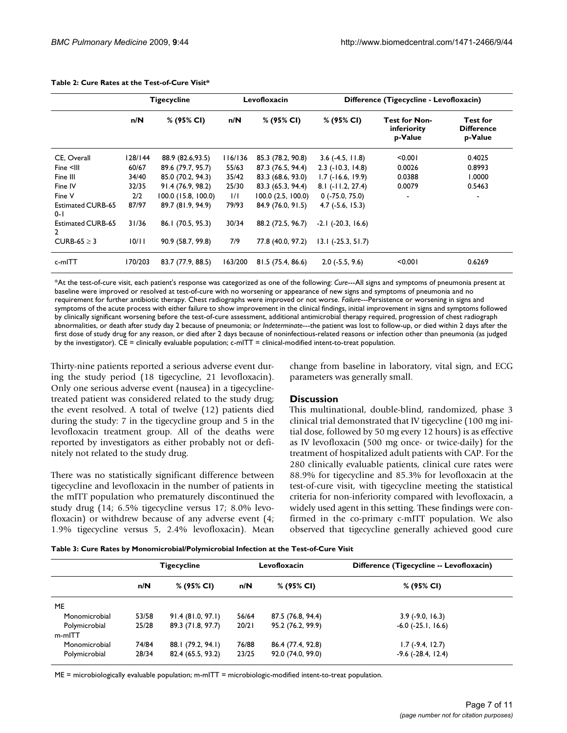**Table 2: Cure Rates at the Test-of-Cure Visit***

| | Tigecycline | | Levofloxacin | | Difference (Tigecycline - Levofloxacin) | | |
|---|---|---|---|---|---|---|---|
| | n/N | % (95% CI) | n/N | % (95% CI) | % (95% CI) | Test for Non-inferiority p-Value | Test for Difference p-Value |
| CE, Overall | 128/144 | 88.9 (82.6,93.5) | 116/136 | 85.3 (78.2, 90.8) | 3.6 (-4.5, 11.8) | <0.001 | 0.4025 |
| Fine <III | 60/67 | 89.6 (79.7, 95.7) | 55/63 | 87.3 (76.5, 94.4) | 2.3 (-10.3, 14.8) | 0.0026 | 0.8993 |
| Fine III | 34/40 | 85.0 (70.2, 94.3) | 35/42 | 83.3 (68.6, 93.0) | 1.7 (-16.6, 19.9) | 0.0388 | 1.0000 |
| Fine IV | 32/35 | 91.4 (76.9, 98.2) | 25/30 | 83.3 (65.3, 94.4) | 8.1 (-11.2, 27.4) | 0.0079 | 0.5463 |
| Fine V | 2/2 | 100.0 (15.8, 100.0) | 1/1 | 100.0 (2.5, 100.0) | 0 (-75.0, 75.0) | - | - |
| Estimated CURB-65 0-1 | 87/97 | 89.7 (81.9, 94.9) | 79/93 | 84.9 (76.0, 91.5) | 4.7 (-5.6, 15.3) | | |
| Estimated CURB-65 2 | 31/36 | 86.1 (70.5, 95.3) | 30/34 | 88.2 (72.5, 96.7) | -2.1 (-20.3, 16.6) | | |
| CURB-65 ≥ 3 | 10/11 | 90.9 (58.7, 99.8) | 7/9 | 77.8 (40.0, 97.2) | 13.1 (-25.3, 51.7) | | |
| c-mITT | 170/203 | 83.7 (77.9, 88.5) | 163/200 | 81.5 (75.4, 86.6) | 2.0 (-5.5, 9.6) | <0.001 | 0.6269 |

*At the test-of-cure visit, each patient's response was categorized as one of the following: *Cure*---All signs and symptoms of pneumonia present at baseline were improved or resolved at test-of-cure with no worsening or appearance of new signs and symptoms of pneumonia and no requirement for further antibiotic therapy. Chest radiographs were improved or not worse. *Failure*---Persistence or worsening in signs and symptoms of the acute process with either failure to show improvement in the clinical findings, initial improvement in signs and symptoms followed by clinically significant worsening before the test-of-cure assessment, additional antimicrobial therapy required, progression of chest radiograph abnormalities, or death after study day 2 because of pneumonia; or *Indeterminate*---the patient was lost to follow-up, or died within 2 days after the first dose of study drug for any reason, or died after 2 days because of noninfectious-related reasons or infection other than pneumonia (as judged by the investigator). CE = clinically evaluable population; c-mITT = clinical-modified intent-to-treat population.

Thirty-nine patients reported a serious adverse event during the study period (18 tigecycline, 21 levofloxacin). Only one serious adverse event (nausea) in a tigecycline-treated patient was considered related to the study drug; the event resolved. A total of twelve (12) patients died during the study: 7 in the tigecycline group and 5 in the levofloxacin treatment group. All of the deaths were reported by investigators as either probably not or definitely not related to the study drug.

There was no statistically significant difference between tigecycline and levofloxacin in the number of patients in the mITT population who prematurely discontinued the study drug (14; 6.5% tigecycline versus 17; 8.0% levofloxacin) or withdrew because of any adverse event (4; 1.9% tigecycline versus 5, 2.4% levofloxacin). Mean change from baseline in laboratory, vital sign, and ECG parameters was generally small.

## Discussion

This multinational, double-blind, randomized, phase 3 clinical trial demonstrated that IV tigecycline (100 mg initial dose, followed by 50 mg every 12 hours) is as effective as IV levofloxacin (500 mg once- or twice-daily) for the treatment of hospitalized adult patients with CAP. For the 280 clinically evaluable patients, clinical cure rates were 88.9% for tigecycline and 85.3% for levofloxacin at the test-of-cure visit, with tigecycline meeting the statistical criteria for non-inferiority compared with levofloxacin, a widely used agent in this setting. These findings were confirmed in the co-primary c-mITT population. We also observed that tigecycline generally achieved good cure

**Table 3: Cure Rates by Monomicrobial/Polymicrobial Infection at the Test-of-Cure Visit**

| | Tigecycline | | Levofloxacin | | Difference (Tigecycline -- Levofloxacin) |
|---|---|---|---|---|---|
| | n/N | % (95% CI) | n/N | % (95% CI) | % (95% CI) |
| ME | | | | | |
| Monomicrobial | 53/58 | 91.4 (81.0, 97.1) | 56/64 | 87.5 (76.8, 94.4) | 3.9 (-9.0, 16.3) |
| Polymicrobial | 25/28 | 89.3 (71.8, 97.7) | 20/21 | 95.2 (76.2, 99.9) | -6.0 (-25.1, 16.6) |
| m-mITT | | | | | |
| Monomicrobial | 74/84 | 88.1 (79.2, 94.1) | 76/88 | 86.4 (77.4, 92.8) | 1.7 (-9.4, 12.7) |
| Polymicrobial | 28/34 | 82.4 (65.5, 93.2) | 23/25 | 92.0 (74.0, 99.0) | -9.6 (-28.4, 12.4) |

ME = microbiologically evaluable population; m-mITT = microbiologic-modified intent-to-treat population.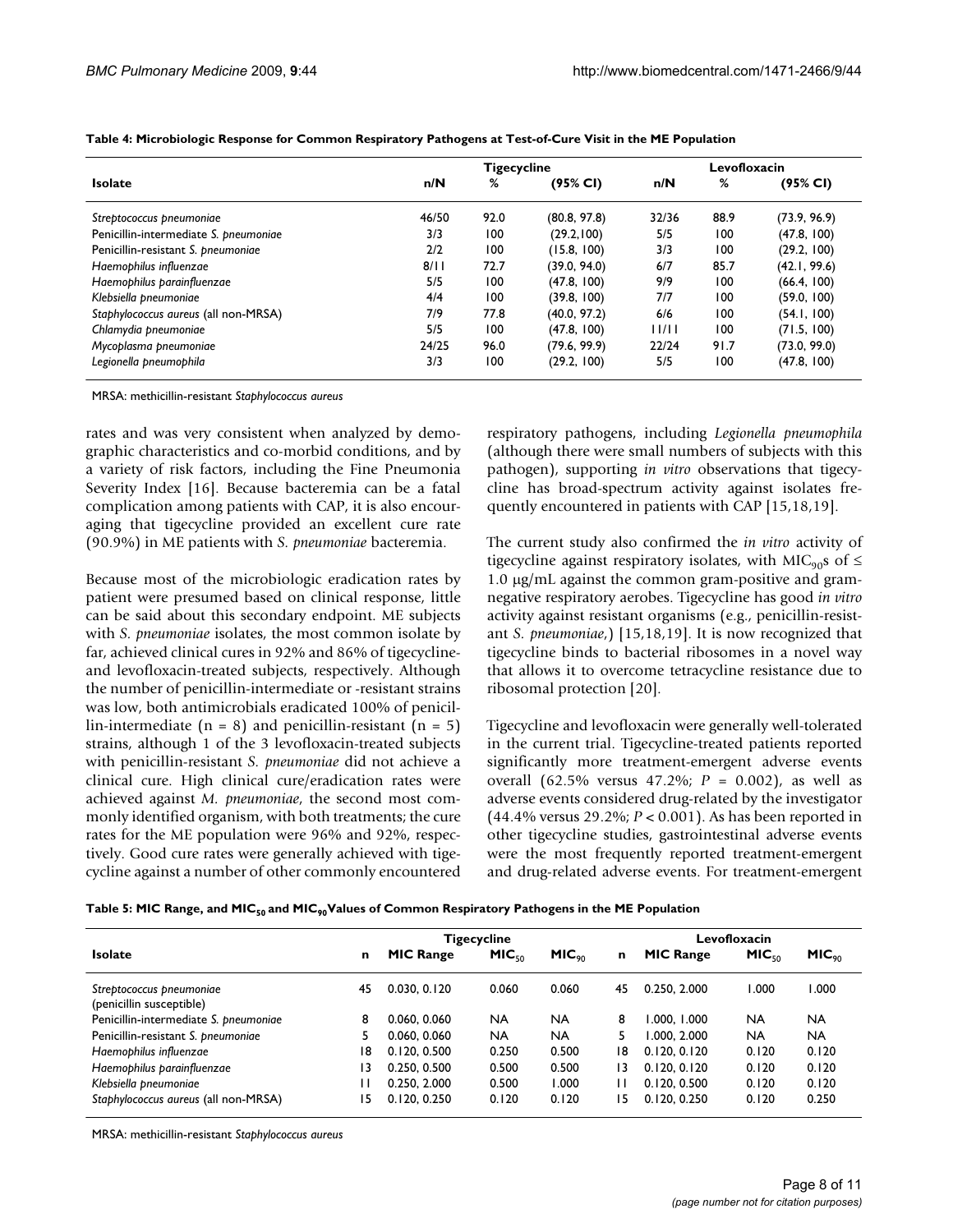**Table 4: Microbiologic Response for Common Respiratory Pathogens at Test-of-Cure Visit in the ME Population**

| Isolate | Tigecycline | | | Levofloxacin | | |
|---|---|---|---|---|---|---|
| | n/N | % | (95% CI) | n/N | % | (95% CI) |
| *Streptococcus pneumoniae* | 46/50 | 92.0 | (80.8, 97.8) | 32/36 | 88.9 | (73.9, 96.9) |
| Penicillin-intermediate *S. pneumoniae* | 3/3 | 100 | (29.2,100) | 5/5 | 100 | (47.8, 100) |
| Penicillin-resistant *S. pneumoniae* | 2/2 | 100 | (15.8, 100) | 3/3 | 100 | (29.2, 100) |
| *Haemophilus influenzae* | 8/11 | 72.7 | (39.0, 94.0) | 6/7 | 85.7 | (42.1, 99.6) |
| *Haemophilus parainfluenzae* | 5/5 | 100 | (47.8, 100) | 9/9 | 100 | (66.4, 100) |
| *Klebsiella pneumoniae* | 4/4 | 100 | (39.8, 100) | 7/7 | 100 | (59.0, 100) |
| *Staphylococcus aureus* (all non-MRSA) | 7/9 | 77.8 | (40.0, 97.2) | 6/6 | 100 | (54.1, 100) |
| *Chlamydia pneumoniae* | 5/5 | 100 | (47.8, 100) | 11/11 | 100 | (71.5, 100) |
| *Mycoplasma pneumoniae* | 24/25 | 96.0 | (79.6, 99.9) | 22/24 | 91.7 | (73.0, 99.0) |
| *Legionella pneumophila* | 3/3 | 100 | (29.2, 100) | 5/5 | 100 | (47.8, 100) |

MRSA: methicillin-resistant *Staphylococcus aureus*

rates and was very consistent when analyzed by demographic characteristics and co-morbid conditions, and by a variety of risk factors, including the Fine Pneumonia Severity Index [16]. Because bacteremia can be a fatal complication among patients with CAP, it is also encouraging that tigecycline provided an excellent cure rate (90.9%) in ME patients with *S. pneumoniae* bacteremia.

Because most of the microbiologic eradication rates by patient were presumed based on clinical response, little can be said about this secondary endpoint. ME subjects with *S. pneumoniae* isolates, the most common isolate by far, achieved clinical cures in 92% and 86% of tigecycline- and levofloxacin-treated subjects, respectively. Although the number of penicillin-intermediate or -resistant strains was low, both antimicrobials eradicated 100% of penicillin-intermediate (n = 8) and penicillin-resistant (n = 5) strains, although 1 of the 3 levofloxacin-treated subjects with penicillin-resistant *S. pneumoniae* did not achieve a clinical cure. High clinical cure/eradication rates were achieved against *M. pneumoniae*, the second most commonly identified organism, with both treatments; the cure rates for the ME population were 96% and 92%, respectively. Good cure rates were generally achieved with tigecycline against a number of other commonly encountered respiratory pathogens, including *Legionella pneumophila* (although there were small numbers of subjects with this pathogen), supporting *in vitro* observations that tigecycline has broad-spectrum activity against isolates frequently encountered in patients with CAP [15,18,19].

The current study also confirmed the *in vitro* activity of tigecycline against respiratory isolates, with $MIC_{90}$s of ≤ 1.0 μg/mL against the common gram-positive and gram-negative respiratory aerobes. Tigecycline has good *in vitro* activity against resistant organisms (e.g., penicillin-resistant *S. pneumoniae*,) [15,18,19]. It is now recognized that tigecycline binds to bacterial ribosomes in a novel way that allows it to overcome tetracycline resistance due to ribosomal protection [20].

Tigecycline and levofloxacin were generally well-tolerated in the current trial. Tigecycline-treated patients reported significantly more treatment-emergent adverse events overall (62.5% versus 47.2%; $P = 0.002$), as well as adverse events considered drug-related by the investigator (44.4% versus 29.2%; $P < 0.001$). As has been reported in other tigecycline studies, gastrointestinal adverse events were the most frequently reported treatment-emergent and drug-related adverse events. For treatment-emergent

**Table 5: MIC Range, and $MIC_{50}$ and $MIC_{90}$ Values of Common Respiratory Pathogens in the ME Population**

| Isolate | Tigecycline | | | | Levofloxacin | | | |
|---|---|---|---|---|---|---|---|---|
| | n | MIC Range | $MIC_{50}$ | $MIC_{90}$ | n | MIC Range | $MIC_{50}$ | $MIC_{90}$ |
| *Streptococcus pneumoniae* (penicillin susceptible) | 45 | 0.030, 0.120 | 0.060 | 0.060 | 45 | 0.250, 2.000 | 1.000 | 1.000 |
| Penicillin-intermediate *S. pneumoniae* | 8 | 0.060, 0.060 | NA | NA | 8 | 1.000, 1.000 | NA | NA |
| Penicillin-resistant *S. pneumoniae* | 5 | 0.060, 0.060 | NA | NA | 5 | 1.000, 2.000 | NA | NA |
| *Haemophilus influenzae* | 18 | 0.120, 0.500 | 0.250 | 0.500 | 18 | 0.120, 0.120 | 0.120 | 0.120 |
| *Haemophilus parainfluenzae* | 13 | 0.250, 0.500 | 0.500 | 0.500 | 13 | 0.120, 0.120 | 0.120 | 0.120 |
| *Klebsiella pneumoniae* | 11 | 0.250, 2.000 | 0.500 | 1.000 | 11 | 0.120, 0.500 | 0.120 | 0.120 |
| *Staphylococcus aureus* (all non-MRSA) | 15 | 0.120, 0.250 | 0.120 | 0.120 | 15 | 0.120, 0.250 | 0.120 | 0.250 |

MRSA: methicillin-resistant *Staphylococcus aureus*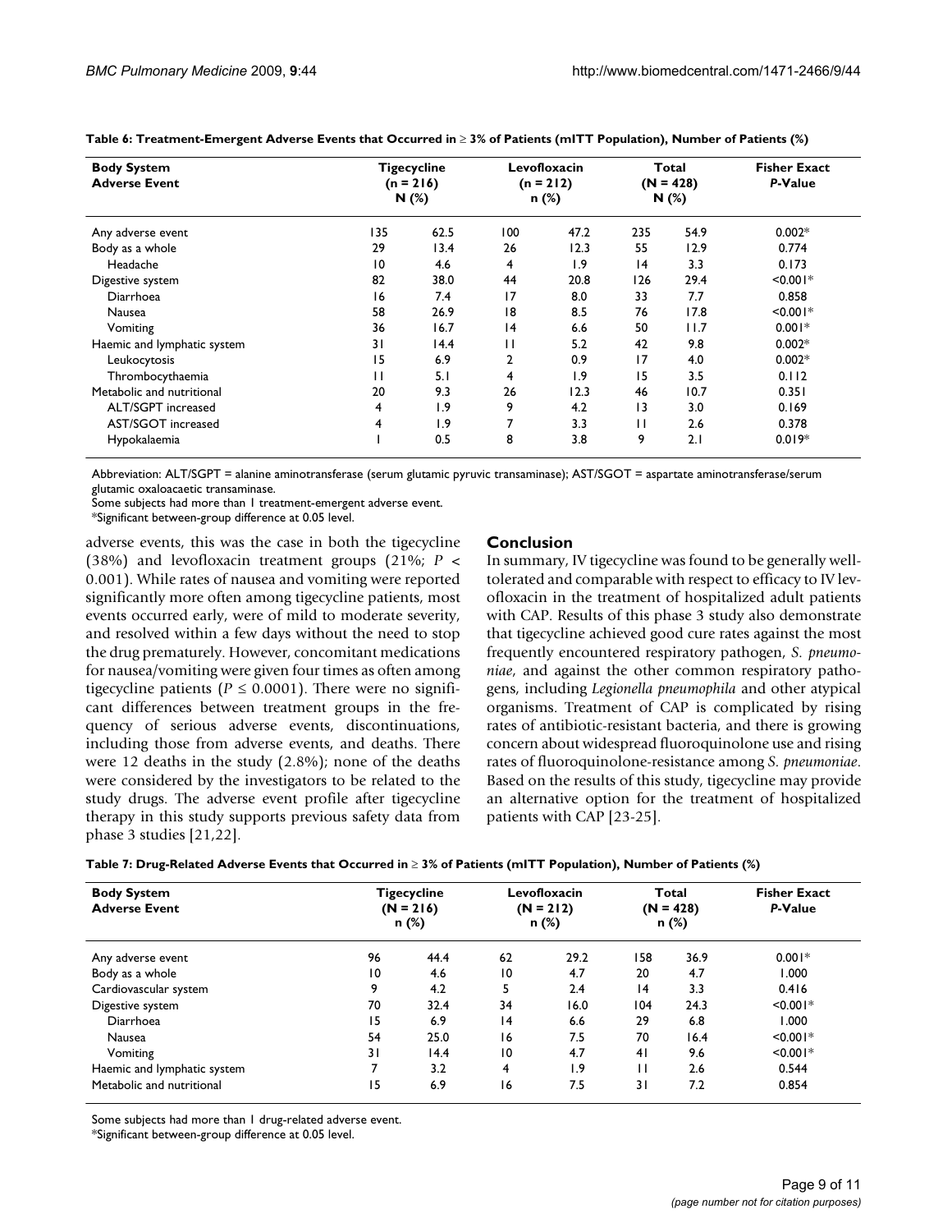**Table 6: Treatment-Emergent Adverse Events that Occurred in ≥ 3% of Patients (mITT Population), Number of Patients (%)**

| Body System<br>Adverse Event | Tigecycline (n = 216) N (%) | | Levofloxacin (n = 212) n (%) | | Total (N = 428) N (%) | | Fisher Exact *P*-Value |
|---|---|---|---|---|---|---|---|
| Any adverse event | 135 | 62.5 | 100 | 47.2 | 235 | 54.9 | 0.002* |
| Body as a whole | 29 | 13.4 | 26 | 12.3 | 55 | 12.9 | 0.774 |
| Headache | 10 | 4.6 | 4 | 1.9 | 14 | 3.3 | 0.173 |
| Digestive system | 82 | 38.0 | 44 | 20.8 | 126 | 29.4 | <0.001* |
| Diarrhoea | 16 | 7.4 | 17 | 8.0 | 33 | 7.7 | 0.858 |
| Nausea | 58 | 26.9 | 18 | 8.5 | 76 | 17.8 | <0.001* |
| Vomiting | 36 | 16.7 | 14 | 6.6 | 50 | 11.7 | 0.001* |
| Haemic and lymphatic system | 31 | 14.4 | 11 | 5.2 | 42 | 9.8 | 0.002* |
| Leukocytosis | 15 | 6.9 | 2 | 0.9 | 17 | 4.0 | 0.002* |
| Thrombocythaemia | 11 | 5.1 | 4 | 1.9 | 15 | 3.5 | 0.112 |
| Metabolic and nutritional | 20 | 9.3 | 26 | 12.3 | 46 | 10.7 | 0.351 |
| ALT/SGPT increased | 4 | 1.9 | 9 | 4.2 | 13 | 3.0 | 0.169 |
| AST/SGOT increased | 4 | 1.9 | 7 | 3.3 | 11 | 2.6 | 0.378 |
| Hypokalaemia | 1 | 0.5 | 8 | 3.8 | 9 | 2.1 | 0.019* |

Abbreviation: ALT/SGPT = alanine aminotransferase (serum glutamic pyruvic transaminase); AST/SGOT = aspartate aminotransferase/serum glutamic oxaloacaetic transaminase.
Some subjects had more than 1 treatment-emergent adverse event.
*Significant between-group difference at 0.05 level.

adverse events, this was the case in both the tigecycline (38%) and levofloxacin treatment groups (21%; $P < 0.001$). While rates of nausea and vomiting were reported significantly more often among tigecycline patients, most events occurred early, were of mild to moderate severity, and resolved within a few days without the need to stop the drug prematurely. However, concomitant medications for nausea/vomiting were given four times as often among tigecycline patients ($P \leq 0.0001$). There were no significant differences between treatment groups in the frequency of serious adverse events, discontinuations, including those from adverse events, and deaths. There were 12 deaths in the study (2.8%); none of the deaths were considered by the investigators to be related to the study drugs. The adverse event profile after tigecycline therapy in this study supports previous safety data from phase 3 studies [21,22].

## Conclusion

In summary, IV tigecycline was found to be generally well-tolerated and comparable with respect to efficacy to IV levofloxacin in the treatment of hospitalized adult patients with CAP. Results of this phase 3 study also demonstrate that tigecycline achieved good cure rates against the most frequently encountered respiratory pathogen, *S. pneumoniae*, and against the other common respiratory pathogens, including *Legionella pneumophila* and other atypical organisms. Treatment of CAP is complicated by rising rates of antibiotic-resistant bacteria, and there is growing concern about widespread fluoroquinolone use and rising rates of fluoroquinolone-resistance among *S. pneumoniae*. Based on the results of this study, tigecycline may provide an alternative option for the treatment of hospitalized patients with CAP [23-25].

**Table 7: Drug-Related Adverse Events that Occurred in ≥ 3% of Patients (mITT Population), Number of Patients (%)**

| Body System<br>Adverse Event | Tigecycline (N = 216) n (%) | | Levofloxacin (N = 212) n (%) | | Total (N = 428) n (%) | | Fisher Exact *P*-Value |
|---|---|---|---|---|---|---|---|
| Any adverse event | 96 | 44.4 | 62 | 29.2 | 158 | 36.9 | 0.001* |
| Body as a whole | 10 | 4.6 | 10 | 4.7 | 20 | 4.7 | 1.000 |
| Cardiovascular system | 9 | 4.2 | 5 | 2.4 | 14 | 3.3 | 0.416 |
| Digestive system | 70 | 32.4 | 34 | 16.0 | 104 | 24.3 | <0.001* |
| Diarrhoea | 15 | 6.9 | 14 | 6.6 | 29 | 6.8 | 1.000 |
| Nausea | 54 | 25.0 | 16 | 7.5 | 70 | 16.4 | <0.001* |
| Vomiting | 31 | 14.4 | 10 | 4.7 | 41 | 9.6 | <0.001* |
| Haemic and lymphatic system | 7 | 3.2 | 4 | 1.9 | 11 | 2.6 | 0.544 |
| Metabolic and nutritional | 15 | 6.9 | 16 | 7.5 | 31 | 7.2 | 0.854 |

Some subjects had more than 1 drug-related adverse event.
*Significant between-group difference at 0.05 level.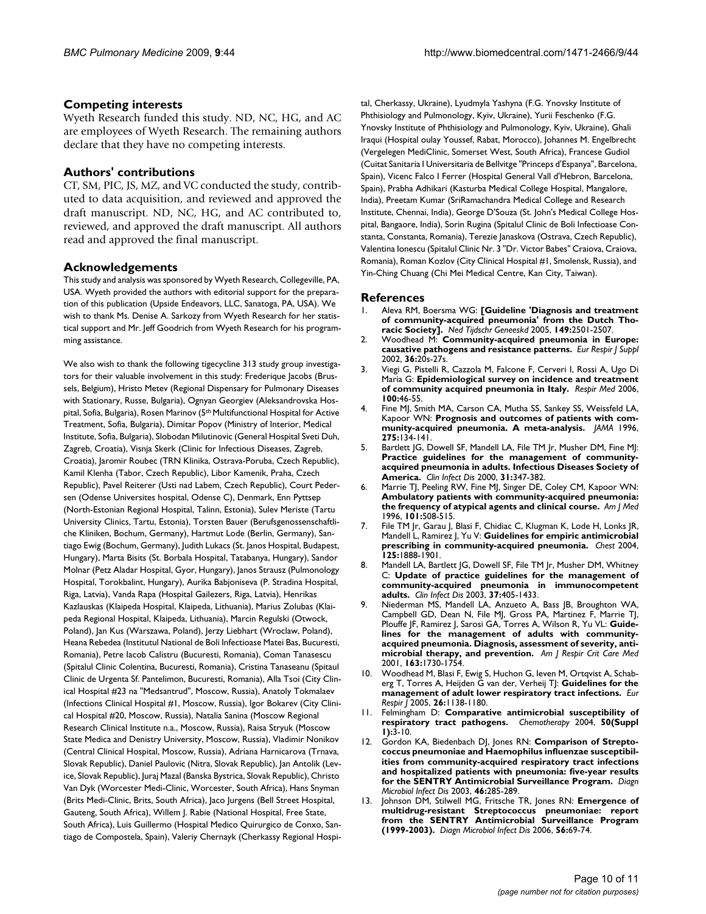## Competing interests

Wyeth Research funded this study. ND, NC, HG, and AC are employees of Wyeth Research. The remaining authors declare that they have no competing interests.

## Authors' contributions

CT, SM, PIC, JS, MZ, and VC conducted the study, contributed to data acquisition, and reviewed and approved the draft manuscript. ND, NC, HG, and AC contributed to, reviewed, and approved the draft manuscript. All authors read and approved the final manuscript.

## Acknowledgements

This study and analysis was sponsored by Wyeth Research, Collegeville, PA, USA. Wyeth provided the authors with editorial support for the preparation of this publication (Upside Endeavors, LLC, Sanatoga, PA, USA). We wish to thank Ms. Denise A. Sarkozy from Wyeth Research for her statistical support and Mr. Jeff Goodrich from Wyeth Research for his programming assistance.

We also wish to thank the following tigecycline 313 study group investigators for their valuable involvement in this study: Frederique Jacobs (Brussels, Belgium), Hristo Metev (Regional Dispensary for Pulmonary Diseases with Stationary, Russe, Bulgaria), Ognyan Georgiev (Aleksandrovska Hospital, Sofia, Bulgaria), Rosen Marinov (5th Multifunctional Hospital for Active Treatment, Sofia, Bulgaria), Dimitar Popov (Ministry of Interior, Medical Institute, Sofia, Bulgaria), Slobodan Milutinovic (General Hospital Sveti Duh, Zagreb, Croatia), Visnja Skerk (Clinic for Infectious Diseases, Zagreb, Croatia), Jaromir Roubec (TRN Klinika, Ostrava-Poruba, Czech Republic), Kamil Klenha (Tabor, Czech Republic), Libor Kamenik, Praha, Czech Republic), Pavel Reiterer (Usti nad Labem, Czech Republic), Court Pedersen (Odense Universites hospital, Odense C), Denmark, Enn Pyttsep (North-Estonian Regional Hospital, Talinn, Estonia), Sulev Meriste (Tartu University Clinics, Tartu, Estonia), Torsten Bauer (Berufsgenossenschaftliche Kliniken, Bochum, Germany), Hartmut Lode (Berlin, Germany), Santiago Ewig (Bochum, Germany), Judith Lukacs (St. Janos Hospital, Budapest, Hungary), Marta Bisits (St. Borbala Hospital, Tatabanya, Hungary), Sandor Molnar (Petz Aladar Hospital, Gyor, Hungary), Janos Strausz (Pulmonology Hospital, Torokbalint, Hungary), Aurika Babjoniseva (P. Stradina Hospital, Riga, Latvia), Vanda Rapa (Hospital Gailezers, Riga, Latvia), Henrikas Kazlauskas (Klaipeda Hospital, Klaipeda, Lithuania), Marius Zolubas (Klaipeda Regional Hospital, Klaipeda, Lithuania), Marcin Regulski (Otwock, Poland), Jan Kus (Warszawa, Poland), Jerzy Liebhart (Wroclaw, Poland), Heana Rebedea (Institutul National de Boli Infectioase Matei Bas, Bucuresti, Romania), Petre Iacob Calistru (Bucuresti, Romania), Coman Tanasescu (Spitalul Clinic Colentina, Bucuresti, Romania), Cristina Tanaseanu (Spitaul Clinic de Urgenta Sf. Pantelimon, Bucuresti, Romania), Alla Tsoi (City Clinical Hospital #23 na "Medsantrud", Moscow, Russia), Anatoly Tokmalaev (Infections Clinical Hospital #1, Moscow, Russia), Igor Bokarev (City Clinical Hospital #20, Moscow, Russia), Natalia Sanina (Moscow Regional Research Clinical Institute n.a., Moscow, Russia), Raisa Stryuk (Moscow State Medica and Denistry University, Moscow, Russia), Vladimir Nonikov (Central Clinical Hospital, Moscow, Russia), Adriana Harnicarova (Trnava, Slovak Republic), Daniel Paulovic (Nitra, Slovak Republic), Jan Antolik (Levice, Slovak Republic), Juraj Mazal (Banska Bystrica, Slovak Republic), Christo Van Dyk (Worcester Medi-Clinic, Worcester, South Africa), Hans Snyman (Brits Medi-Clinic, Brits, South Africa), Jaco Jurgens (Bell Street Hospital, Gauteng, South Africa), Willem J. Rabie (National Hospital, Free State, South Africa), Luis Guillermo (Hospital Medico Quirurgico de Conxo, Santiago de Compostela, Spain), Valeriy Chernayk (Cherkassy Regional Hospital, Cherkassy, Ukraine), Lyudmyla Yashyna (F.G. Ynovsky Institute of Phthisiology and Pulmonology, Kyiv, Ukraine), Yurii Feschenko (F.G. Ynovsky Institute of Phthisiology and Pulmonology, Kyiv, Ukraine), Ghali Iraqui (Hospital oulay Youssef, Rabat, Morocco), Johannes M. Engelbrecht (Vergelegen MediClinic, Somerset West, South Africa), Francese Gudiol (Cuitat Sanitaria I Universitaria de Bellvitge "Princeps d'Espanya", Barcelona, Spain), Vicenc Falco I Ferrer (Hospital General Vall d'Hebron, Barcelona, Spain), Prabha Adhikari (Kasturba Medical College Hospital, Mangalore, India), Preetam Kumar (SriRamachandra Medical College and Research Institute, Chennai, India), George D'Souza (St. John's Medical College Hospital, Bangaore, India), Sorin Rugina (Spitalul Clinic de Boli Infectioase Constanta, Constanta, Romania), Terezie Janaskova (Ostrava, Czech Republic), Valentina Ionescu (Spitalul Clinic Nr. 3 "Dr. Victor Babes" Craiova, Craiova, Romania), Roman Kozlov (City Clinical Hospital #1, Smolensk, Russia), and Yin-Ching Chuang (Chi Mei Medical Centre, Kan City, Taiwan).

## References

1. Aleva RM, Boersma WG: **[Guideline 'Diagnosis and treatment of community-acquired pneumonia' from the Dutch Thoracic Society].** *Ned Tijdschr Geneeskd* 2005, **149:**2501-2507.
2. Woodhead M: **Community-acquired pneumonia in Europe: causative pathogens and resistance patterns.** *Eur Respir J Suppl* 2002, **36:**20s-27s.
3. Viegi G, Pistelli R, Cazzola M, Falcone F, Cerveri I, Rossi A, Ugo Di Maria G: **Epidemiological survey on incidence and treatment of community acquired pneumonia in Italy.** *Respir Med* 2006, **100:**46-55.
4. Fine MJ, Smith MA, Carson CA, Mutha SS, Sankey SS, Weissfeld LA, Kapoor WN: **Prognosis and outcomes of patients with community-acquired pneumonia. A meta-analysis.** *JAMA* 1996, **275:**134-141.
5. Bartlett JG, Dowell SF, Mandell LA, File TM Jr, Musher DM, Fine MJ: **Practice guidelines for the management of community-acquired pneumonia in adults. Infectious Diseases Society of America.** *Clin Infect Dis* 2000, **31:**347-382.
6. Marrie TJ, Peeling RW, Fine MJ, Singer DE, Coley CM, Kapoor WN: **Ambulatory patients with community-acquired pneumonia: the frequency of atypical agents and clinical course.** *Am J Med* 1996, **101:**508-515.
7. File TM Jr, Garau J, Blasi F, Chidiac C, Klugman K, Lode H, Lonks JR, Mandell L, Ramirez J, Yu V: **Guidelines for empiric antimicrobial prescribing in community-acquired pneumonia.** *Chest* 2004, **125:**1888-1901.
8. Mandell LA, Bartlett JG, Dowell SF, File TM Jr, Musher DM, Whitney C: **Update of practice guidelines for the management of community-acquired pneumonia in immunocompetent adults.** *Clin Infect Dis* 2003, **37:**405-1433.
9. Niederman MS, Mandell LA, Anzueto A, Bass JB, Broughton WA, Campbell GD, Dean N, File MJ, Gross PA, Martinez F, Marrie TJ, Plouffe JF, Ramirez J, Sarosi GA, Torres A, Wilson R, Yu VL: **Guidelines for the management of adults with community-acquired pneumonia. Diagnosis, assessment of severity, antimicrobial therapy, and prevention.** *Am J Respir Crit Care Med* 2001, **163:**1730-1754.
10. Woodhead M, Blasi F, Ewig S, Huchon G, Ieven M, Ortqvist A, Schaberg T, Torres A, Heijden G van der, Verheij TJ: **Guidelines for the management of adult lower respiratory tract infections.** *Eur Respir J* 2005, **26:**1138-1180.
11. Felmingham D: **Comparative antimicrobial susceptibility of respiratory tract pathogens.** *Chemotherapy* 2004, **50(Suppl 1):**3-10.
12. Gordon KA, Biedenbach DJ, Jones RN: **Comparison of Streptococcus pneumoniae and Haemophilus influenzae susceptibilities from community-acquired respiratory tract infections and hospitalized patients with pneumonia: five-year results for the SENTRY Antimicrobial Surveillance Program.** *Diagn Microbiol Infect Dis* 2003, **46:**285-289.
13. Johnson DM, Stilwell MG, Fritsche TR, Jones RN: **Emergence of multidrug-resistant Streptococcus pneumoniae: report from the SENTRY Antimicrobial Surveillance Program (1999-2003).** *Diagn Microbiol Infect Dis* 2006, **56:**69-74.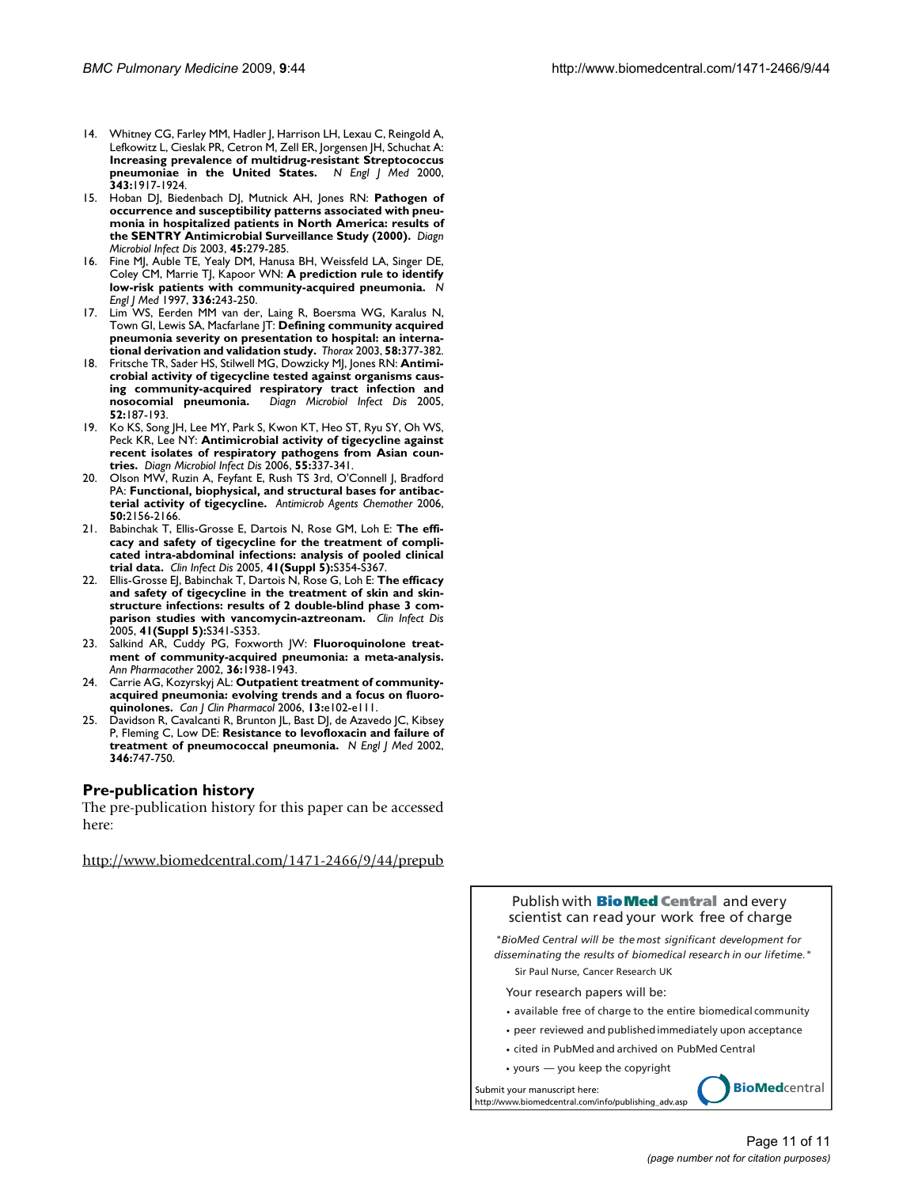14. Whitney CG, Farley MM, Hadler J, Harrison LH, Lexau C, Reingold A, Lefkowitz L, Cieslak PR, Cetron M, Zell ER, Jorgensen JH, Schuchat A: **Increasing prevalence of multidrug-resistant Streptococcus pneumoniae in the United States.** *N Engl J Med* 2000, **343:**1917-1924.
15. Hoban DJ, Biedenbach DJ, Mutnick AH, Jones RN: **Pathogen of occurrence and susceptibility patterns associated with pneumonia in hospitalized patients in North America: results of the SENTRY Antimicrobial Surveillance Study (2000).** *Diagn Microbiol Infect Dis* 2003, **45:**279-285.
16. Fine MJ, Auble TE, Yealy DM, Hanusa BH, Weissfeld LA, Singer DE, Coley CM, Marrie TJ, Kapoor WN: **A prediction rule to identify low-risk patients with community-acquired pneumonia.** *N Engl J Med* 1997, **336:**243-250.
17. Lim WS, Eerden MM van der, Laing R, Boersma WG, Karalus N, Town GI, Lewis SA, Macfarlane JT: **Defining community acquired pneumonia severity on presentation to hospital: an international derivation and validation study.** *Thorax* 2003, **58:**377-382.
18. Fritsche TR, Sader HS, Stilwell MG, Dowzicky MJ, Jones RN: **Antimicrobial activity of tigecycline tested against organisms causing community-acquired respiratory tract infection and nosocomial pneumonia.** *Diagn Microbiol Infect Dis* 2005, **52:**187-193.
19. Ko KS, Song JH, Lee MY, Park S, Kwon KT, Heo ST, Ryu SY, Oh WS, Peck KR, Lee NY: **Antimicrobial activity of tigecycline against recent isolates of respiratory pathogens from Asian countries.** *Diagn Microbiol Infect Dis* 2006, **55:**337-341.
20. Olson MW, Ruzin A, Feyfant E, Rush TS 3rd, O'Connell J, Bradford PA: **Functional, biophysical, and structural bases for antibacterial activity of tigecycline.** *Antimicrob Agents Chemother* 2006, **50:**2156-2166.
21. Babinchak T, Ellis-Grosse E, Dartois N, Rose GM, Loh E: **The efficacy and safety of tigecycline for the treatment of complicated intra-abdominal infections: analysis of pooled clinical trial data.** *Clin Infect Dis* 2005, **41(Suppl 5):**S354-S367.
22. Ellis-Grosse EJ, Babinchak T, Dartois N, Rose G, Loh E: **The efficacy and safety of tigecycline in the treatment of skin and skin-structure infections: results of 2 double-blind phase 3 comparison studies with vancomycin-aztreonam.** *Clin Infect Dis* 2005, **41(Suppl 5):**S341-S353.
23. Salkind AR, Cuddy PG, Foxworth JW: **Fluoroquinolone treatment of community-acquired pneumonia: a meta-analysis.** *Ann Pharmacother* 2002, **36:**1938-1943.
24. Carrie AG, Kozyrskyj AL: **Outpatient treatment of community-acquired pneumonia: evolving trends and a focus on fluoroquinolones.** *Can J Clin Pharmacol* 2006, **13:**e102-e111.
25. Davidson R, Cavalcanti R, Brunton JL, Bast DJ, de Azavedo JC, Kibsey P, Fleming C, Low DE: **Resistance to levofloxacin and failure of treatment of pneumococcal pneumonia.** *N Engl J Med* 2002, **346:**747-750.

## Pre-publication history

The pre-publication history for this paper can be accessed here:

http://www.biomedcentral.com/1471-2466/9/44/prepub

Publish with **BioMed Central** and every scientist can read your work free of charge

*"BioMed Central will be the most significant development for disseminating the results of biomedical research in our lifetime."*

Sir Paul Nurse, Cancer Research UK

Your research papers will be:

- available free of charge to the entire biomedical community
- peer reviewed and published immediately upon acceptance
- cited in PubMed and archived on PubMed Central
- yours — you keep the copyright

Submit your manuscript here:
http://www.biomedcentral.com/info/publishing_adv.asp

**BioMed**central